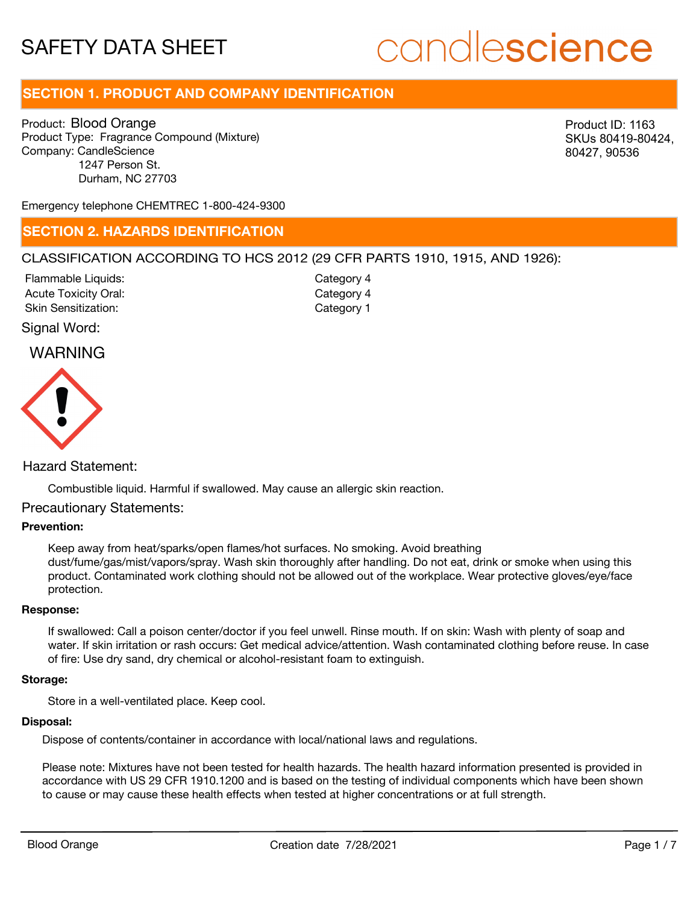# SAFETY DATA SHEET

candlescience

## SECTION 1. PRODUCT AND COMPANY IDENTIFICATION

Product: Blood Orange
Product Type: Fragrance Compound (Mixture)
Company: CandleScience
1247 Person St.
Durham, NC 27703

Product ID: 1163
SKUs 80419-80424, 80427, 90536

Emergency telephone CHEMTREC 1-800-424-9300

## SECTION 2. HAZARDS IDENTIFICATION

CLASSIFICATION ACCORDING TO HCS 2012 (29 CFR PARTS 1910, 1915, AND 1926):

| | |
|---|---|
| Flammable Liquids: | Category 4 |
| Acute Toxicity Oral: | Category 4 |
| Skin Sensitization: | Category 1 |

Signal Word:

WARNING

Hazard Statement:

Combustible liquid. Harmful if swallowed. May cause an allergic skin reaction.

Precautionary Statements:

**Prevention:**

Keep away from heat/sparks/open flames/hot surfaces. No smoking. Avoid breathing dust/fume/gas/mist/vapors/spray. Wash skin thoroughly after handling. Do not eat, drink or smoke when using this product. Contaminated work clothing should not be allowed out of the workplace. Wear protective gloves/eye/face protection.

**Response:**

If swallowed: Call a poison center/doctor if you feel unwell. Rinse mouth. If on skin: Wash with plenty of soap and water. If skin irritation or rash occurs: Get medical advice/attention. Wash contaminated clothing before reuse. In case of fire: Use dry sand, dry chemical or alcohol-resistant foam to extinguish.

**Storage:**

Store in a well-ventilated place. Keep cool.

**Disposal:**

Dispose of contents/container in accordance with local/national laws and regulations.

Please note: Mixtures have not been tested for health hazards. The health hazard information presented is provided in accordance with US 29 CFR 1910.1200 and is based on the testing of individual components which have been shown to cause or may cause these health effects when tested at higher concentrations or at full strength.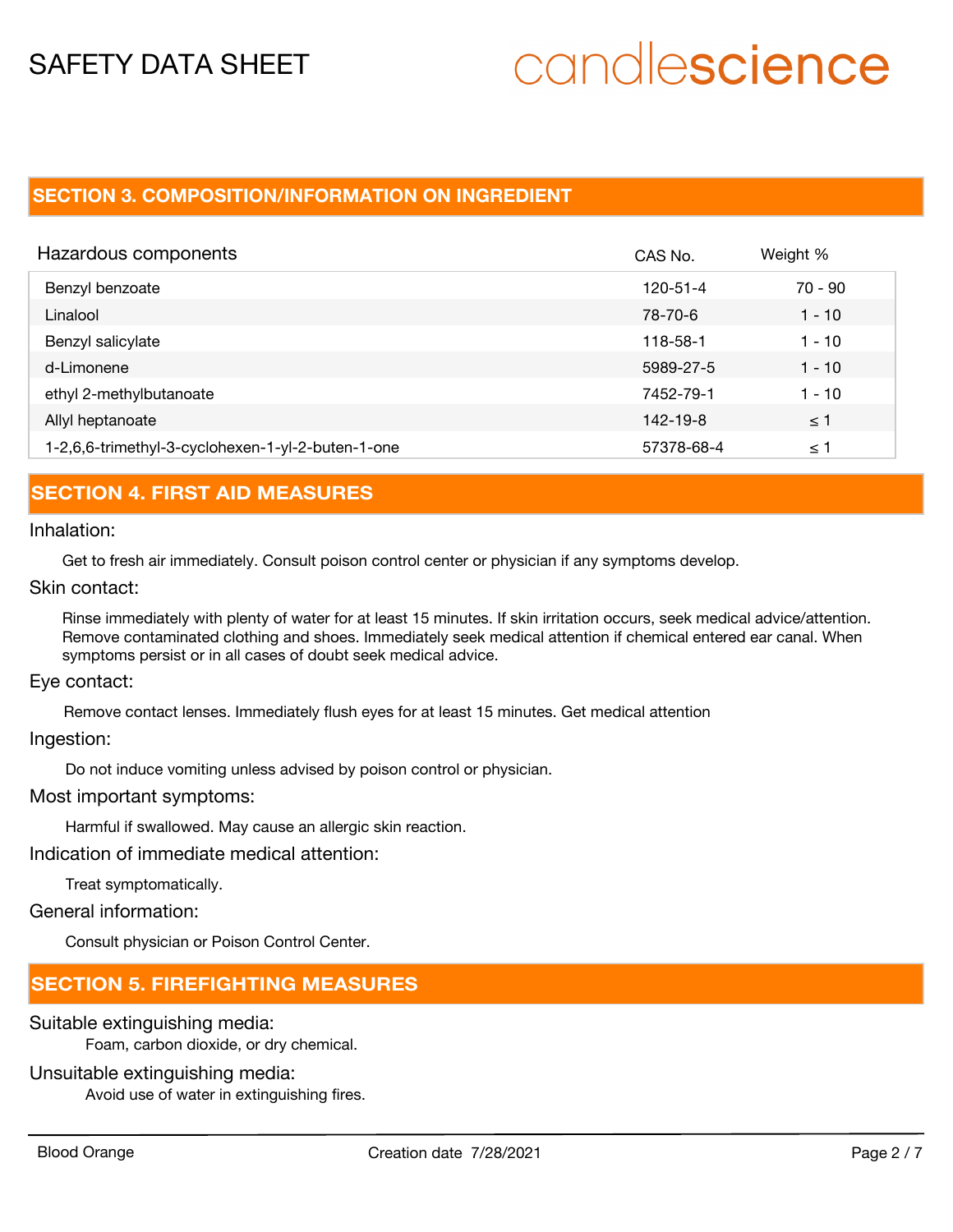## SECTION 3. COMPOSITION/INFORMATION ON INGREDIENT

| Hazardous components | CAS No. | Weight % |
| --- | --- | --- |
| Benzyl benzoate | 120-51-4 | 70 - 90 |
| Linalool | 78-70-6 | 1 - 10 |
| Benzyl salicylate | 118-58-1 | 1 - 10 |
| d-Limonene | 5989-27-5 | 1 - 10 |
| ethyl 2-methylbutanoate | 7452-79-1 | 1 - 10 |
| Allyl heptanoate | 142-19-8 | ≤ 1 |
| 1-2,6,6-trimethyl-3-cyclohexen-1-yl-2-buten-1-one | 57378-68-4 | ≤ 1 |

## SECTION 4. FIRST AID MEASURES

### Inhalation:

Get to fresh air immediately. Consult poison control center or physician if any symptoms develop.

### Skin contact:

Rinse immediately with plenty of water for at least 15 minutes. If skin irritation occurs, seek medical advice/attention. Remove contaminated clothing and shoes. Immediately seek medical attention if chemical entered ear canal. When symptoms persist or in all cases of doubt seek medical advice.

### Eye contact:

Remove contact lenses. Immediately flush eyes for at least 15 minutes. Get medical attention

### Ingestion:

Do not induce vomiting unless advised by poison control or physician.

### Most important symptoms:

Harmful if swallowed. May cause an allergic skin reaction.

### Indication of immediate medical attention:

Treat symptomatically.

### General information:

Consult physician or Poison Control Center.

## SECTION 5. FIREFIGHTING MEASURES

### Suitable extinguishing media:

Foam, carbon dioxide, or dry chemical.

### Unsuitable extinguishing media:

Avoid use of water in extinguishing fires.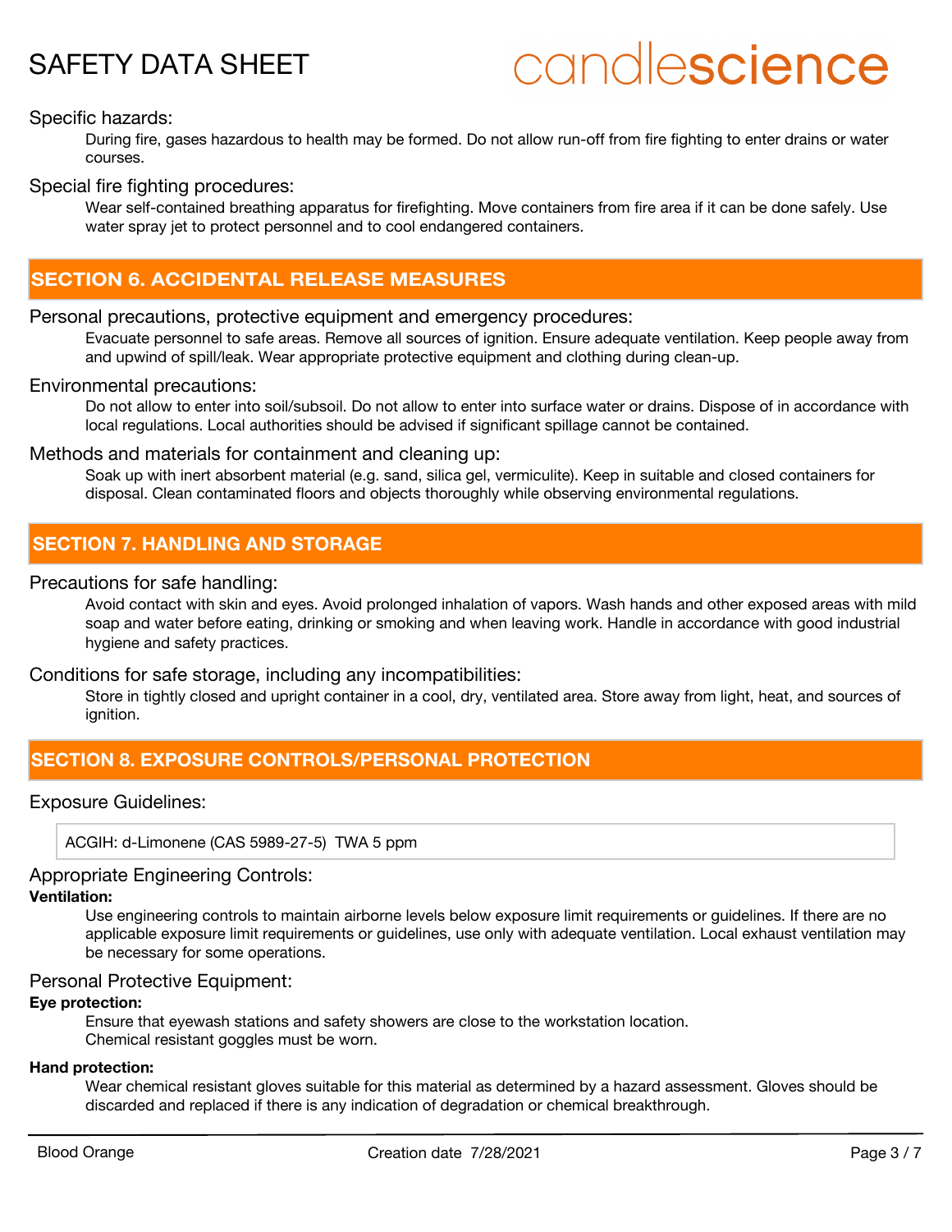Specific hazards:

During fire, gases hazardous to health may be formed. Do not allow run-off from fire fighting to enter drains or water courses.

Special fire fighting procedures:

Wear self-contained breathing apparatus for firefighting. Move containers from fire area if it can be done safely. Use water spray jet to protect personnel and to cool endangered containers.

## SECTION 6. ACCIDENTAL RELEASE MEASURES

Personal precautions, protective equipment and emergency procedures:

Evacuate personnel to safe areas. Remove all sources of ignition. Ensure adequate ventilation. Keep people away from and upwind of spill/leak. Wear appropriate protective equipment and clothing during clean-up.

Environmental precautions:

Do not allow to enter into soil/subsoil. Do not allow to enter into surface water or drains. Dispose of in accordance with local regulations. Local authorities should be advised if significant spillage cannot be contained.

Methods and materials for containment and cleaning up:

Soak up with inert absorbent material (e.g. sand, silica gel, vermiculite). Keep in suitable and closed containers for disposal. Clean contaminated floors and objects thoroughly while observing environmental regulations.

## SECTION 7. HANDLING AND STORAGE

Precautions for safe handling:

Avoid contact with skin and eyes. Avoid prolonged inhalation of vapors. Wash hands and other exposed areas with mild soap and water before eating, drinking or smoking and when leaving work. Handle in accordance with good industrial hygiene and safety practices.

Conditions for safe storage, including any incompatibilities:

Store in tightly closed and upright container in a cool, dry, ventilated area. Store away from light, heat, and sources of ignition.

## SECTION 8. EXPOSURE CONTROLS/PERSONAL PROTECTION

Exposure Guidelines:

| ACGIH: d-Limonene (CAS 5989-27-5) TWA 5 ppm |
|---|

Appropriate Engineering Controls:

**Ventilation:**

Use engineering controls to maintain airborne levels below exposure limit requirements or guidelines. If there are no applicable exposure limit requirements or guidelines, use only with adequate ventilation. Local exhaust ventilation may be necessary for some operations.

Personal Protective Equipment:

**Eye protection:**

Ensure that eyewash stations and safety showers are close to the workstation location.
Chemical resistant goggles must be worn.

**Hand protection:**

Wear chemical resistant gloves suitable for this material as determined by a hazard assessment. Gloves should be discarded and replaced if there is any indication of degradation or chemical breakthrough.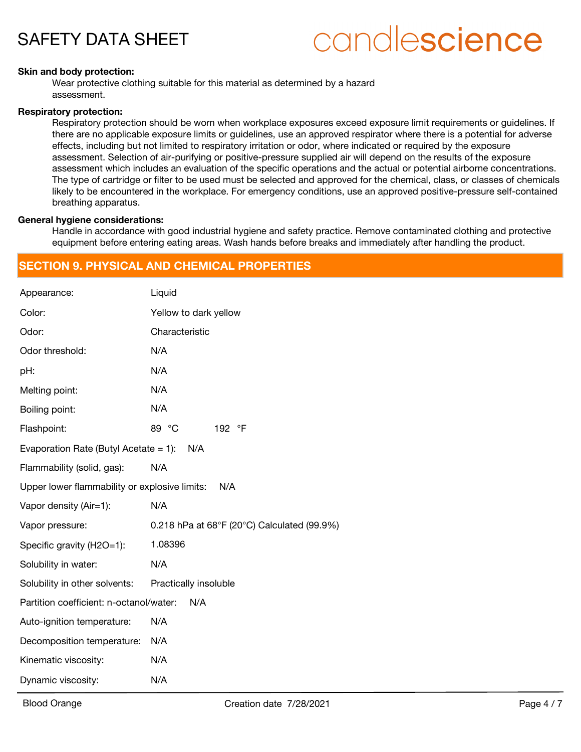**Skin and body protection:**

Wear protective clothing suitable for this material as determined by a hazard assessment.

**Respiratory protection:**

Respiratory protection should be worn when workplace exposures exceed exposure limit requirements or guidelines. If there are no applicable exposure limits or guidelines, use an approved respirator where there is a potential for adverse effects, including but not limited to respiratory irritation or odor, where indicated or required by the exposure assessment. Selection of air-purifying or positive-pressure supplied air will depend on the results of the exposure assessment which includes an evaluation of the specific operations and the actual or potential airborne concentrations. The type of cartridge or filter to be used must be selected and approved for the chemical, class, or classes of chemicals likely to be encountered in the workplace. For emergency conditions, use an approved positive-pressure self-contained breathing apparatus.

**General hygiene considerations:**

Handle in accordance with good industrial hygiene and safety practice. Remove contaminated clothing and protective equipment before entering eating areas. Wash hands before breaks and immediately after handling the product.

## SECTION 9. PHYSICAL AND CHEMICAL PROPERTIES

| Property | Value |
| --- | --- |
| Appearance: | Liquid |
| Color: | Yellow to dark yellow |
| Odor: | Characteristic |
| Odor threshold: | N/A |
| pH: | N/A |
| Melting point: | N/A |
| Boiling point: | N/A |
| Flashpoint: | 89 °C  192 °F |
| Evaporation Rate (Butyl Acetate = 1): | N/A |
| Flammability (solid, gas): | N/A |
| Upper lower flammability or explosive limits: | N/A |
| Vapor density (Air=1): | N/A |
| Vapor pressure: | 0.218 hPa at 68°F (20°C) Calculated (99.9%) |
| Specific gravity (H2O=1): | 1.08396 |
| Solubility in water: | N/A |
| Solubility in other solvents: | Practically insoluble |
| Partition coefficient: n-octanol/water: | N/A |
| Auto-ignition temperature: | N/A |
| Decomposition temperature: | N/A |
| Kinematic viscosity: | N/A |
| Dynamic viscosity: | N/A |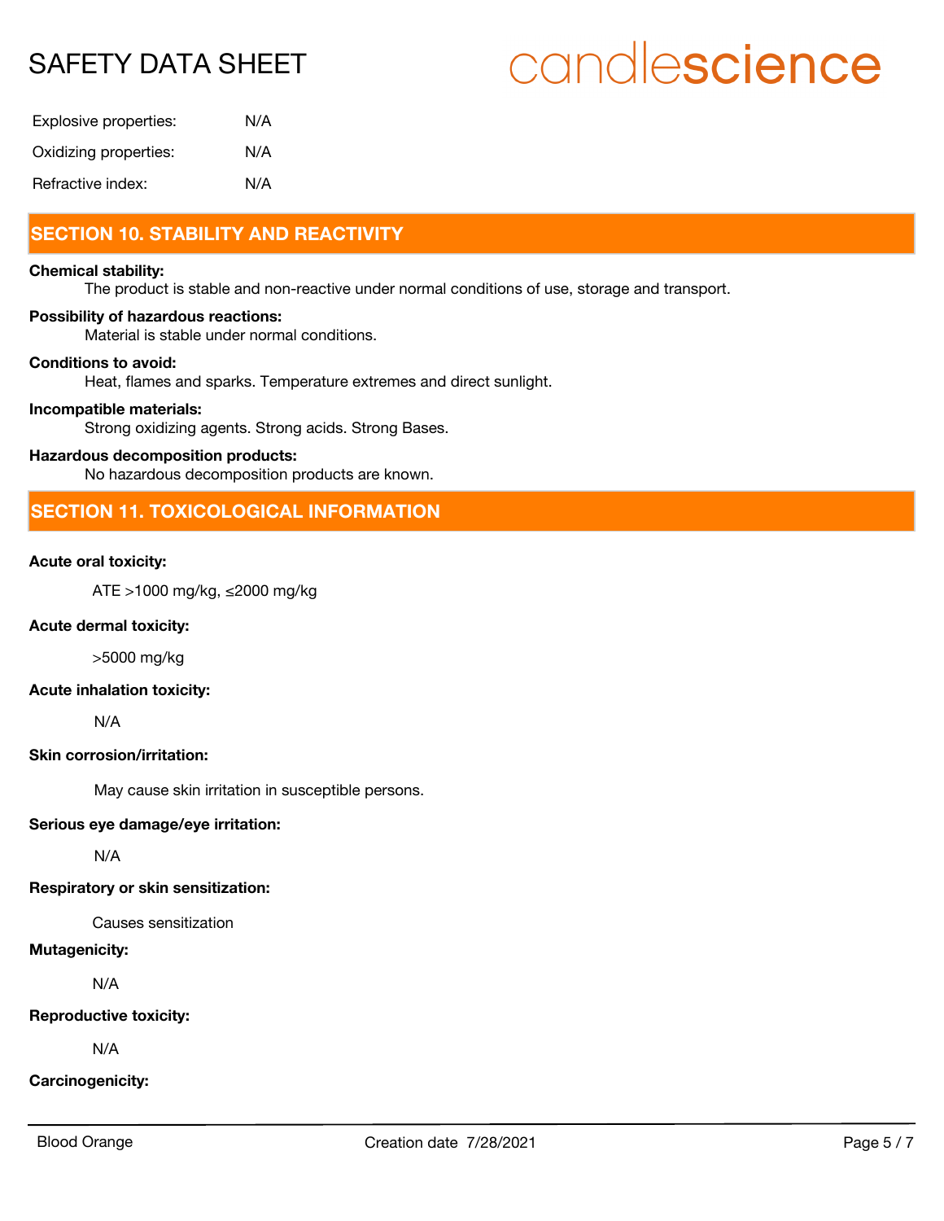Explosive properties: N/A

Oxidizing properties: N/A

Refractive index: N/A

## SECTION 10. STABILITY AND REACTIVITY

**Chemical stability:**

The product is stable and non-reactive under normal conditions of use, storage and transport.

**Possibility of hazardous reactions:**

Material is stable under normal conditions.

**Conditions to avoid:**

Heat, flames and sparks. Temperature extremes and direct sunlight.

**Incompatible materials:**

Strong oxidizing agents. Strong acids. Strong Bases.

**Hazardous decomposition products:**

No hazardous decomposition products are known.

## SECTION 11. TOXICOLOGICAL INFORMATION

**Acute oral toxicity:**

ATE >1000 mg/kg, ≤2000 mg/kg

**Acute dermal toxicity:**

>5000 mg/kg

**Acute inhalation toxicity:**

N/A

**Skin corrosion/irritation:**

May cause skin irritation in susceptible persons.

**Serious eye damage/eye irritation:**

N/A

**Respiratory or skin sensitization:**

Causes sensitization

**Mutagenicity:**

N/A

**Reproductive toxicity:**

N/A

**Carcinogenicity:**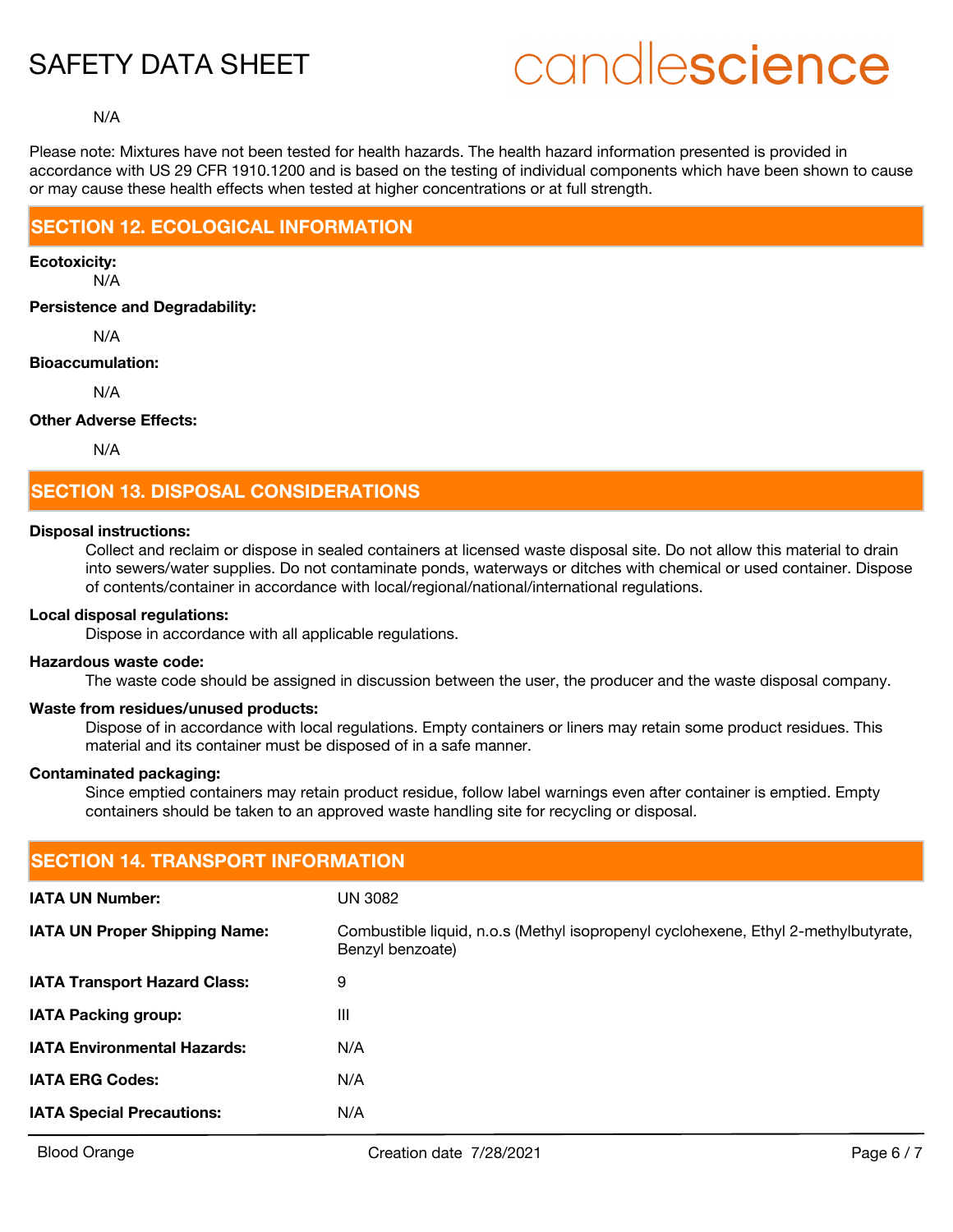N/A

Please note: Mixtures have not been tested for health hazards. The health hazard information presented is provided in accordance with US 29 CFR 1910.1200 and is based on the testing of individual components which have been shown to cause or may cause these health effects when tested at higher concentrations or at full strength.

## SECTION 12. ECOLOGICAL INFORMATION

**Ecotoxicity:**

N/A

**Persistence and Degradability:**

N/A

**Bioaccumulation:**

N/A

**Other Adverse Effects:**

N/A

## SECTION 13. DISPOSAL CONSIDERATIONS

**Disposal instructions:**

Collect and reclaim or dispose in sealed containers at licensed waste disposal site. Do not allow this material to drain into sewers/water supplies. Do not contaminate ponds, waterways or ditches with chemical or used container. Dispose of contents/container in accordance with local/regional/national/international regulations.

**Local disposal regulations:**

Dispose in accordance with all applicable regulations.

**Hazardous waste code:**

The waste code should be assigned in discussion between the user, the producer and the waste disposal company.

**Waste from residues/unused products:**

Dispose of in accordance with local regulations. Empty containers or liners may retain some product residues. This material and its container must be disposed of in a safe manner.

**Contaminated packaging:**

Since emptied containers may retain product residue, follow label warnings even after container is emptied. Empty containers should be taken to an approved waste handling site for recycling or disposal.

## SECTION 14. TRANSPORT INFORMATION

| | |
|---|---|
| **IATA UN Number:** | UN 3082 |
| **IATA UN Proper Shipping Name:** | Combustible liquid, n.o.s (Methyl isopropenyl cyclohexene, Ethyl 2-methylbutyrate, Benzyl benzoate) |
| **IATA Transport Hazard Class:** | 9 |
| **IATA Packing group:** | III |
| **IATA Environmental Hazards:** | N/A |
| **IATA ERG Codes:** | N/A |
| **IATA Special Precautions:** | N/A |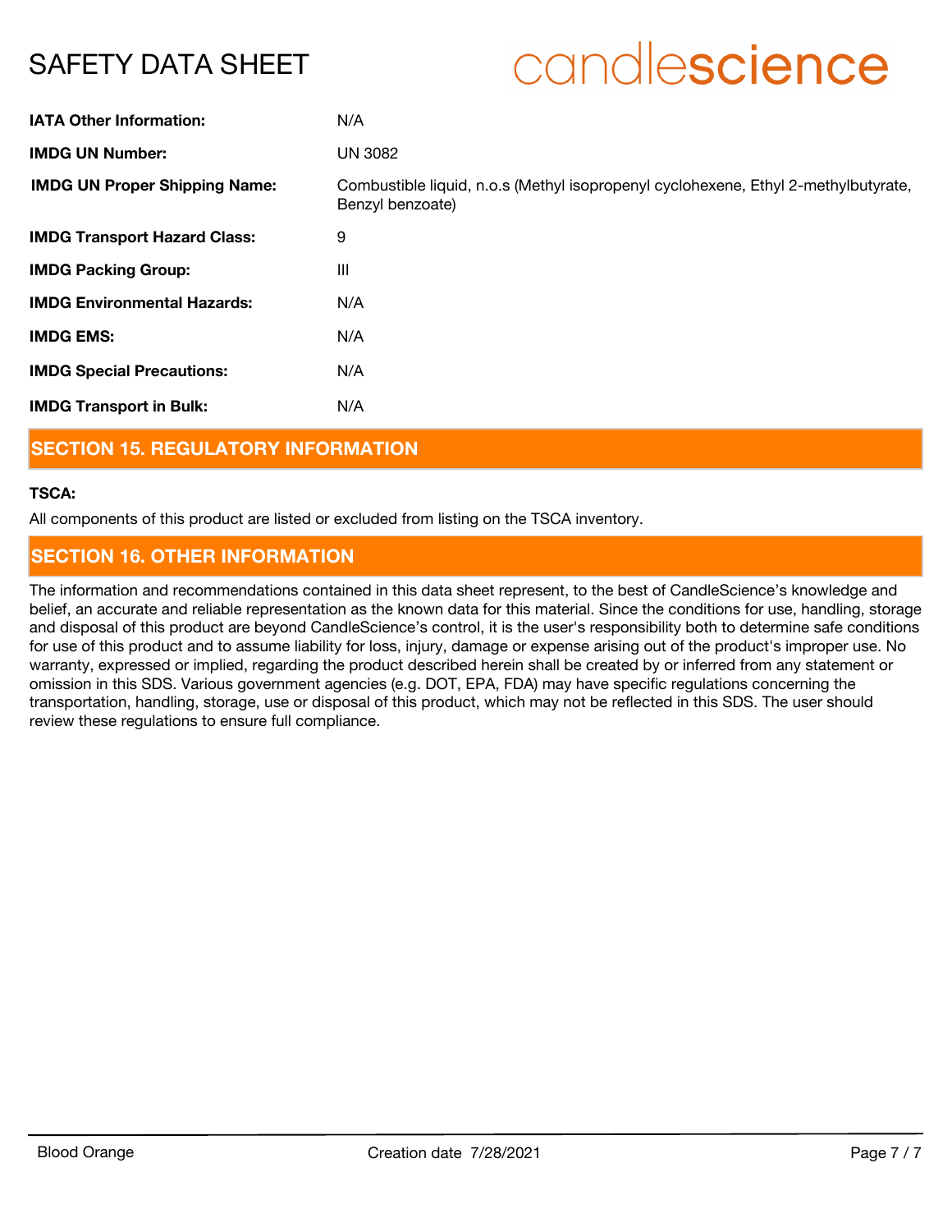| | |
|---|---|
| **IATA Other Information:** | N/A |
| **IMDG UN Number:** | UN 3082 |
| **IMDG UN Proper Shipping Name:** | Combustible liquid, n.o.s (Methyl isopropenyl cyclohexene, Ethyl 2-methylbutyrate, Benzyl benzoate) |
| **IMDG Transport Hazard Class:** | 9 |
| **IMDG Packing Group:** | III |
| **IMDG Environmental Hazards:** | N/A |
| **IMDG EMS:** | N/A |
| **IMDG Special Precautions:** | N/A |
| **IMDG Transport in Bulk:** | N/A |

## SECTION 15. REGULATORY INFORMATION

**TSCA:**

All components of this product are listed or excluded from listing on the TSCA inventory.

## SECTION 16. OTHER INFORMATION

The information and recommendations contained in this data sheet represent, to the best of CandleScience's knowledge and belief, an accurate and reliable representation as the known data for this material. Since the conditions for use, handling, storage and disposal of this product are beyond CandleScience's control, it is the user's responsibility both to determine safe conditions for use of this product and to assume liability for loss, injury, damage or expense arising out of the product's improper use. No warranty, expressed or implied, regarding the product described herein shall be created by or inferred from any statement or omission in this SDS. Various government agencies (e.g. DOT, EPA, FDA) may have specific regulations concerning the transportation, handling, storage, use or disposal of this product, which may not be reflected in this SDS. The user should review these regulations to ensure full compliance.